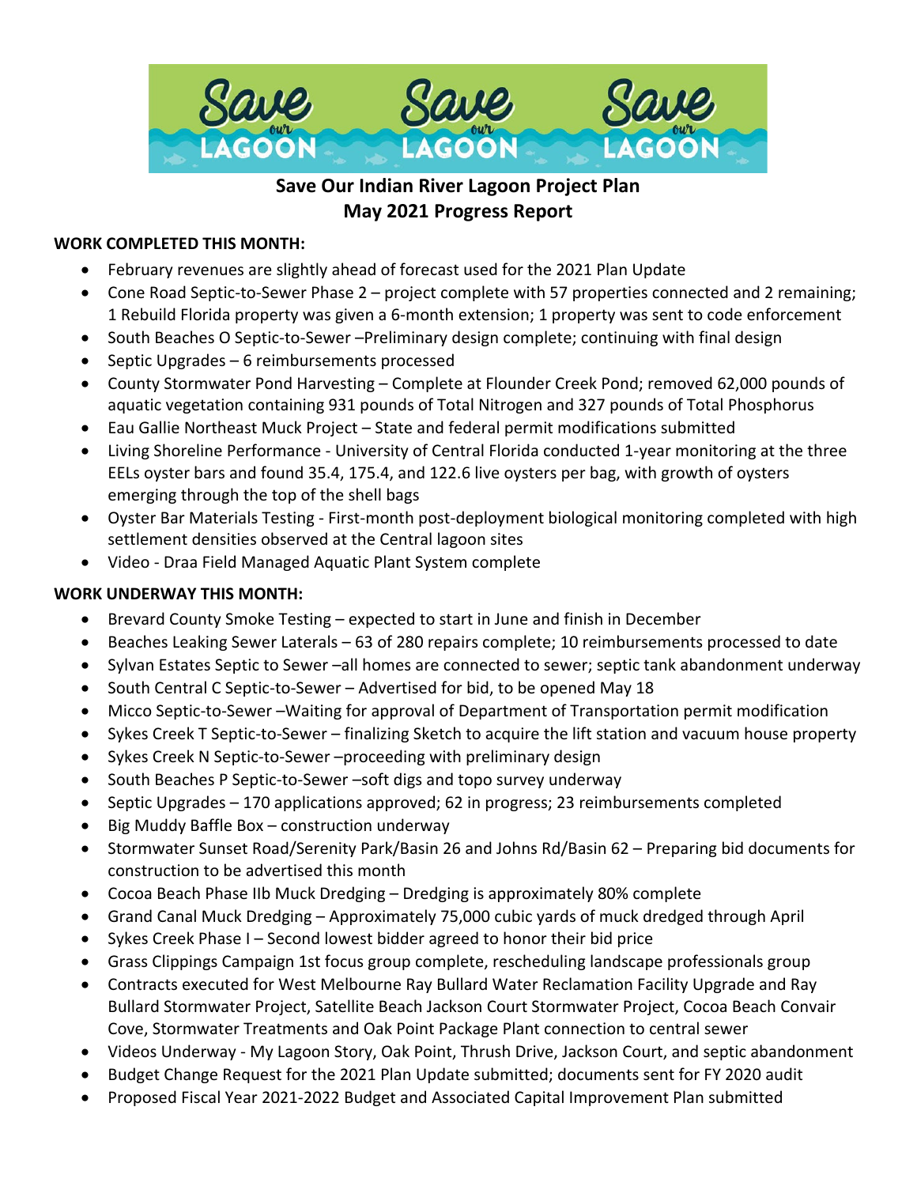# Save Our Indian River Lagoon Project Plan
## May 2021 Progress Report

**WORK COMPLETED THIS MONTH:**

- February revenues are slightly ahead of forecast used for the 2021 Plan Update
- Cone Road Septic-to-Sewer Phase 2 – project complete with 57 properties connected and 2 remaining; 1 Rebuild Florida property was given a 6-month extension; 1 property was sent to code enforcement
- South Beaches O Septic-to-Sewer –Preliminary design complete; continuing with final design
- Septic Upgrades – 6 reimbursements processed
- County Stormwater Pond Harvesting – Complete at Flounder Creek Pond; removed 62,000 pounds of aquatic vegetation containing 931 pounds of Total Nitrogen and 327 pounds of Total Phosphorus
- Eau Gallie Northeast Muck Project – State and federal permit modifications submitted
- Living Shoreline Performance - University of Central Florida conducted 1-year monitoring at the three EELs oyster bars and found 35.4, 175.4, and 122.6 live oysters per bag, with growth of oysters emerging through the top of the shell bags
- Oyster Bar Materials Testing - First-month post-deployment biological monitoring completed with high settlement densities observed at the Central lagoon sites
- Video - Draa Field Managed Aquatic Plant System complete

**WORK UNDERWAY THIS MONTH:**

- Brevard County Smoke Testing – expected to start in June and finish in December
- Beaches Leaking Sewer Laterals – 63 of 280 repairs complete; 10 reimbursements processed to date
- Sylvan Estates Septic to Sewer –all homes are connected to sewer; septic tank abandonment underway
- South Central C Septic-to-Sewer – Advertised for bid, to be opened May 18
- Micco Septic-to-Sewer –Waiting for approval of Department of Transportation permit modification
- Sykes Creek T Septic-to-Sewer – finalizing Sketch to acquire the lift station and vacuum house property
- Sykes Creek N Septic-to-Sewer –proceeding with preliminary design
- South Beaches P Septic-to-Sewer –soft digs and topo survey underway
- Septic Upgrades – 170 applications approved; 62 in progress; 23 reimbursements completed
- Big Muddy Baffle Box – construction underway
- Stormwater Sunset Road/Serenity Park/Basin 26 and Johns Rd/Basin 62 – Preparing bid documents for construction to be advertised this month
- Cocoa Beach Phase IIb Muck Dredging – Dredging is approximately 80% complete
- Grand Canal Muck Dredging – Approximately 75,000 cubic yards of muck dredged through April
- Sykes Creek Phase I – Second lowest bidder agreed to honor their bid price
- Grass Clippings Campaign 1st focus group complete, rescheduling landscape professionals group
- Contracts executed for West Melbourne Ray Bullard Water Reclamation Facility Upgrade and Ray Bullard Stormwater Project, Satellite Beach Jackson Court Stormwater Project, Cocoa Beach Convair Cove, Stormwater Treatments and Oak Point Package Plant connection to central sewer
- Videos Underway - My Lagoon Story, Oak Point, Thrush Drive, Jackson Court, and septic abandonment
- Budget Change Request for the 2021 Plan Update submitted; documents sent for FY 2020 audit
- Proposed Fiscal Year 2021-2022 Budget and Associated Capital Improvement Plan submitted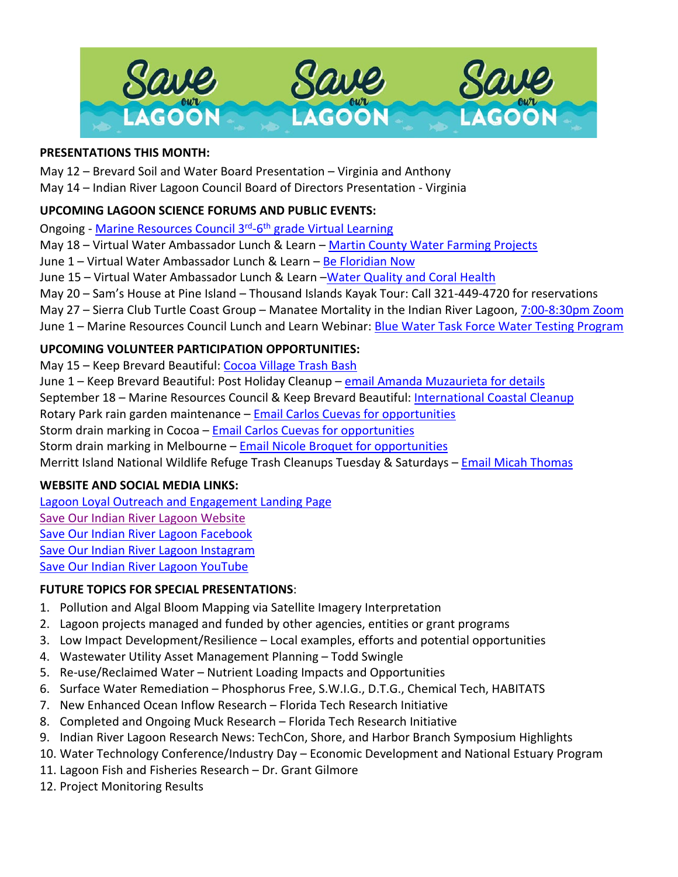**PRESENTATIONS THIS MONTH:**

May 12 – Brevard Soil and Water Board Presentation – Virginia and Anthony
May 14 – Indian River Lagoon Council Board of Directors Presentation - Virginia

**UPCOMING LAGOON SCIENCE FORUMS AND PUBLIC EVENTS:**

Ongoing - Marine Resources Council 3rd-6th grade Virtual Learning
May 18 – Virtual Water Ambassador Lunch & Learn – Martin County Water Farming Projects
June 1 – Virtual Water Ambassador Lunch & Learn – Be Floridian Now
June 15 – Virtual Water Ambassador Lunch & Learn –Water Quality and Coral Health
May 20 – Sam's House at Pine Island – Thousand Islands Kayak Tour: Call 321-449-4720 for reservations
May 27 – Sierra Club Turtle Coast Group – Manatee Mortality in the Indian River Lagoon, 7:00-8:30pm Zoom
June 1 – Marine Resources Council Lunch and Learn Webinar: Blue Water Task Force Water Testing Program

**UPCOMING VOLUNTEER PARTICIPATION OPPORTUNITIES:**

May 15 – Keep Brevard Beautiful: Cocoa Village Trash Bash
June 1 – Keep Brevard Beautiful: Post Holiday Cleanup – email Amanda Muzaurieta for details
September 18 – Marine Resources Council & Keep Brevard Beautiful: International Coastal Cleanup
Rotary Park rain garden maintenance – Email Carlos Cuevas for opportunities
Storm drain marking in Cocoa – Email Carlos Cuevas for opportunities
Storm drain marking in Melbourne – Email Nicole Broquet for opportunities
Merritt Island National Wildlife Refuge Trash Cleanups Tuesday & Saturdays – Email Micah Thomas

**WEBSITE AND SOCIAL MEDIA LINKS:**

Lagoon Loyal Outreach and Engagement Landing Page
Save Our Indian River Lagoon Website
Save Our Indian River Lagoon Facebook
Save Our Indian River Lagoon Instagram
Save Our Indian River Lagoon YouTube

**FUTURE TOPICS FOR SPECIAL PRESENTATIONS**:

1. Pollution and Algal Bloom Mapping via Satellite Imagery Interpretation
2. Lagoon projects managed and funded by other agencies, entities or grant programs
3. Low Impact Development/Resilience – Local examples, efforts and potential opportunities
4. Wastewater Utility Asset Management Planning – Todd Swingle
5. Re-use/Reclaimed Water – Nutrient Loading Impacts and Opportunities
6. Surface Water Remediation – Phosphorus Free, S.W.I.G., D.T.G., Chemical Tech, HABITATS
7. New Enhanced Ocean Inflow Research – Florida Tech Research Initiative
8. Completed and Ongoing Muck Research – Florida Tech Research Initiative
9. Indian River Lagoon Research News: TechCon, Shore, and Harbor Branch Symposium Highlights
10. Water Technology Conference/Industry Day – Economic Development and National Estuary Program
11. Lagoon Fish and Fisheries Research – Dr. Grant Gilmore
12. Project Monitoring Results